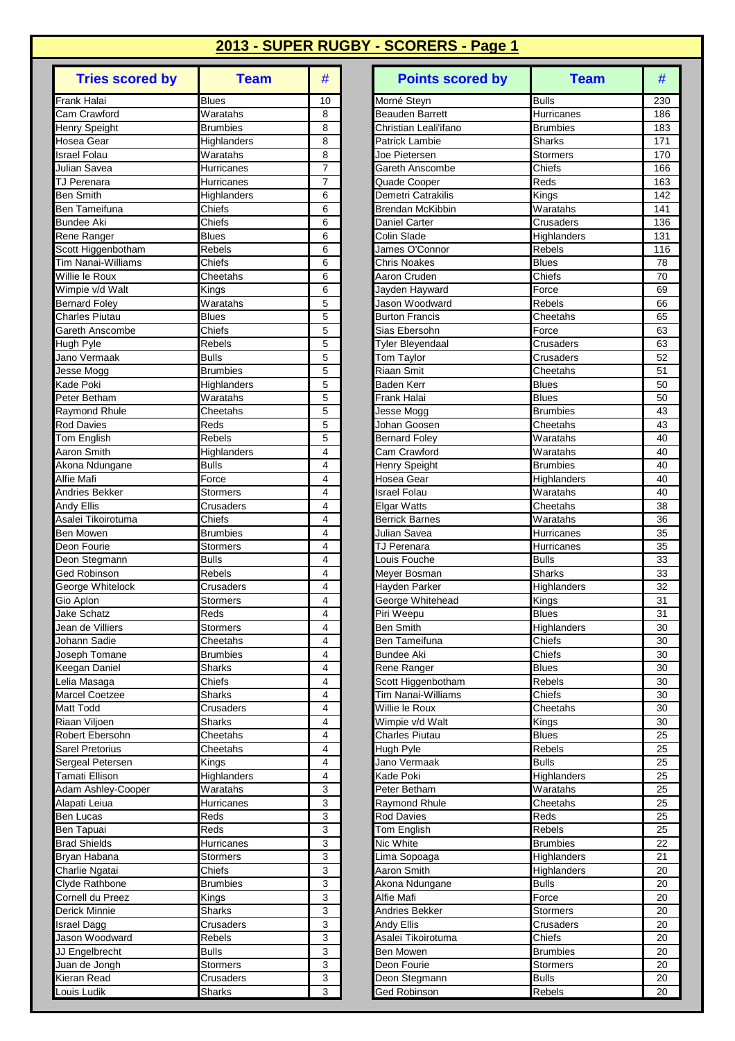## 2013 - SUPER RUGBY - SCORERS - Page 1

| Tries scored by | Team | # |
|---|---|---|
| Frank Halai | Blues | 10 |
| Cam Crawford | Waratahs | 8 |
| Henry Speight | Brumbies | 8 |
| Hosea Gear | Highlanders | 8 |
| Israel Folau | Waratahs | 8 |
| Julian Savea | Hurricanes | 7 |
| TJ Perenara | Hurricanes | 7 |
| Ben Smith | Highlanders | 6 |
| Ben Tameifuna | Chiefs | 6 |
| Bundee Aki | Chiefs | 6 |
| Rene Ranger | Blues | 6 |
| Scott Higgenbotham | Rebels | 6 |
| Tim Nanai-Williams | Chiefs | 6 |
| Willie le Roux | Cheetahs | 6 |
| Wimpie v/d Walt | Kings | 6 |
| Bernard Foley | Waratahs | 5 |
| Charles Piutau | Blues | 5 |
| Gareth Anscombe | Chiefs | 5 |
| Hugh Pyle | Rebels | 5 |
| Jano Vermaak | Bulls | 5 |
| Jesse Mogg | Brumbies | 5 |
| Kade Poki | Highlanders | 5 |
| Peter Betham | Waratahs | 5 |
| Raymond Rhule | Cheetahs | 5 |
| Rod Davies | Reds | 5 |
| Tom English | Rebels | 5 |
| Aaron Smith | Highlanders | 4 |
| Akona Ndungane | Bulls | 4 |
| Alfie Mafi | Force | 4 |
| Andries Bekker | Stormers | 4 |
| Andy Ellis | Crusaders | 4 |
| Asalei Tikoirotuma | Chiefs | 4 |
| Ben Mowen | Brumbies | 4 |
| Deon Fourie | Stormers | 4 |
| Deon Stegmann | Bulls | 4 |
| Ged Robinson | Rebels | 4 |
| George Whitelock | Crusaders | 4 |
| Gio Aplon | Stormers | 4 |
| Jake Schatz | Reds | 4 |
| Jean de Villiers | Stormers | 4 |
| Johann Sadie | Cheetahs | 4 |
| Joseph Tomane | Brumbies | 4 |
| Keegan Daniel | Sharks | 4 |
| Lelia Masaga | Chiefs | 4 |
| Marcel Coetzee | Sharks | 4 |
| Matt Todd | Crusaders | 4 |
| Riaan Viljoen | Sharks | 4 |
| Robert Ebersohn | Cheetahs | 4 |
| Sarel Pretorius | Cheetahs | 4 |
| Sergeal Petersen | Kings | 4 |
| Tamati Ellison | Highlanders | 4 |
| Adam Ashley-Cooper | Waratahs | 3 |
| Alapati Leiua | Hurricanes | 3 |
| Ben Lucas | Reds | 3 |
| Ben Tapuai | Reds | 3 |
| Brad Shields | Hurricanes | 3 |
| Bryan Habana | Stormers | 3 |
| Charlie Ngatai | Chiefs | 3 |
| Clyde Rathbone | Brumbies | 3 |
| Cornell du Preez | Kings | 3 |
| Derick Minnie | Sharks | 3 |
| Israel Dagg | Crusaders | 3 |
| Jason Woodward | Rebels | 3 |
| JJ Engelbrecht | Bulls | 3 |
| Juan de Jongh | Stormers | 3 |
| Kieran Read | Crusaders | 3 |
| Louis Ludik | Sharks | 3 |

| Points scored by | Team | # |
|---|---|---|
| Morné Steyn | Bulls | 230 |
| Beauden Barrett | Hurricanes | 186 |
| Christian Leali'ifano | Brumbies | 183 |
| Patrick Lambie | Sharks | 171 |
| Joe Pietersen | Stormers | 170 |
| Gareth Anscombe | Chiefs | 166 |
| Quade Cooper | Reds | 163 |
| Demetri Catrakilis | Kings | 142 |
| Brendan McKibbin | Waratahs | 141 |
| Daniel Carter | Crusaders | 136 |
| Colin Slade | Highlanders | 131 |
| James O'Connor | Rebels | 116 |
| Chris Noakes | Blues | 78 |
| Aaron Cruden | Chiefs | 70 |
| Jayden Hayward | Force | 69 |
| Jason Woodward | Rebels | 66 |
| Burton Francis | Cheetahs | 65 |
| Sias Ebersohn | Force | 63 |
| Tyler Bleyendaal | Crusaders | 63 |
| Tom Taylor | Crusaders | 52 |
| Riaan Smit | Cheetahs | 51 |
| Baden Kerr | Blues | 50 |
| Frank Halai | Blues | 50 |
| Jesse Mogg | Brumbies | 43 |
| Johan Goosen | Cheetahs | 43 |
| Bernard Foley | Waratahs | 40 |
| Cam Crawford | Waratahs | 40 |
| Henry Speight | Brumbies | 40 |
| Hosea Gear | Highlanders | 40 |
| Israel Folau | Waratahs | 40 |
| Elgar Watts | Cheetahs | 38 |
| Berrick Barnes | Waratahs | 36 |
| Julian Savea | Hurricanes | 35 |
| TJ Perenara | Hurricanes | 35 |
| Louis Fouche | Bulls | 33 |
| Meyer Bosman | Sharks | 33 |
| Hayden Parker | Highlanders | 32 |
| George Whitehead | Kings | 31 |
| Piri Weepu | Blues | 31 |
| Ben Smith | Highlanders | 30 |
| Ben Tameifuna | Chiefs | 30 |
| Bundee Aki | Chiefs | 30 |
| Rene Ranger | Blues | 30 |
| Scott Higgenbotham | Rebels | 30 |
| Tim Nanai-Williams | Chiefs | 30 |
| Willie le Roux | Cheetahs | 30 |
| Wimpie v/d Walt | Kings | 30 |
| Charles Piutau | Blues | 25 |
| Hugh Pyle | Rebels | 25 |
| Jano Vermaak | Bulls | 25 |
| Kade Poki | Highlanders | 25 |
| Peter Betham | Waratahs | 25 |
| Raymond Rhule | Cheetahs | 25 |
| Rod Davies | Reds | 25 |
| Tom English | Rebels | 25 |
| Nic White | Brumbies | 22 |
| Lima Sopoaga | Highlanders | 21 |
| Aaron Smith | Highlanders | 20 |
| Akona Ndungane | Bulls | 20 |
| Alfie Mafi | Force | 20 |
| Andries Bekker | Stormers | 20 |
| Andy Ellis | Crusaders | 20 |
| Asalei Tikoirotuma | Chiefs | 20 |
| Ben Mowen | Brumbies | 20 |
| Deon Fourie | Stormers | 20 |
| Deon Stegmann | Bulls | 20 |
| Ged Robinson | Rebels | 20 |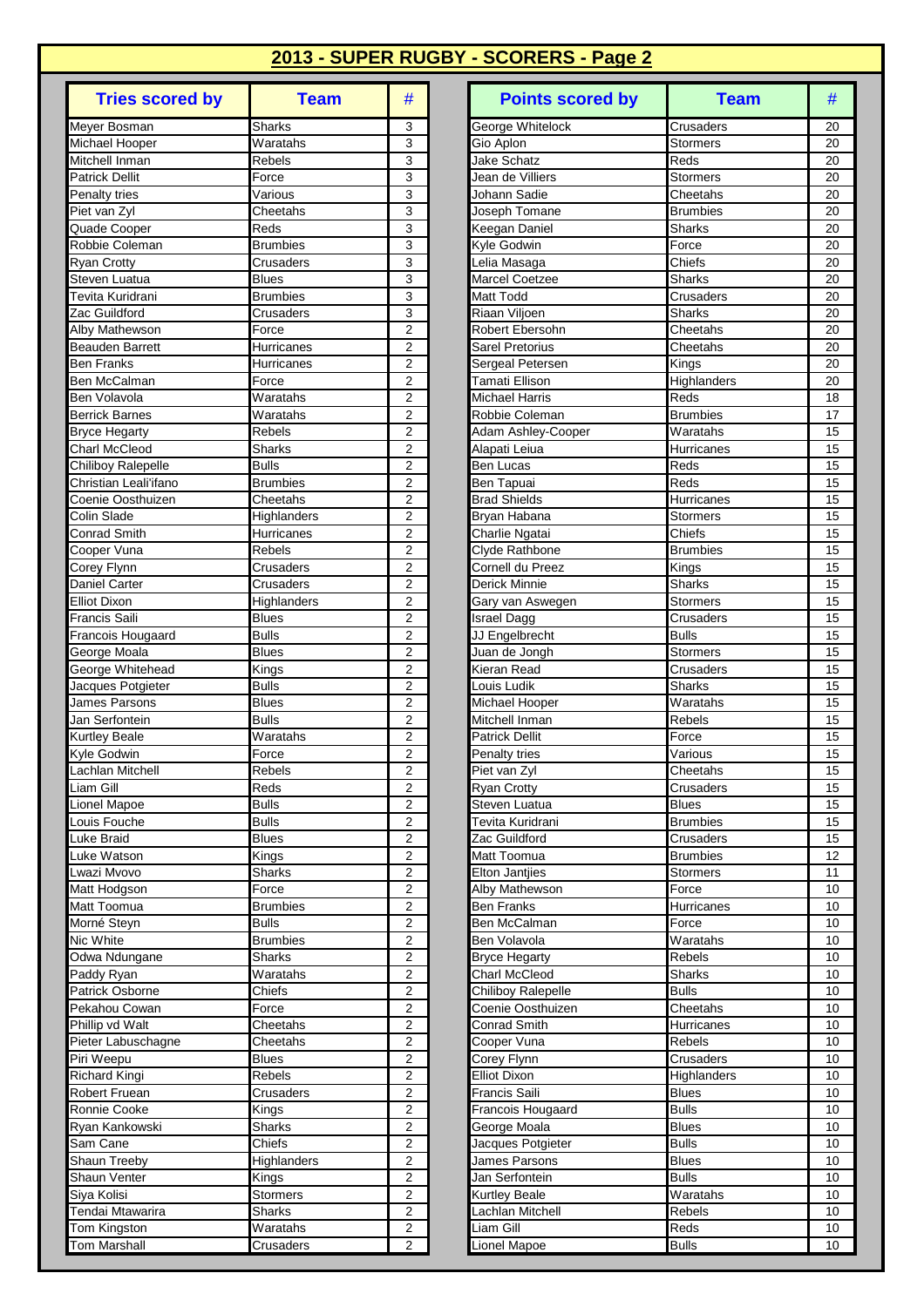# 2013 - SUPER RUGBY - SCORERS - Page 2

| Tries scored by | Team | # |
|---|---|---|
| Meyer Bosman | Sharks | 3 |
| Michael Hooper | Waratahs | 3 |
| Mitchell Inman | Rebels | 3 |
| Patrick Dellit | Force | 3 |
| Penalty tries | Various | 3 |
| Piet van Zyl | Cheetahs | 3 |
| Quade Cooper | Reds | 3 |
| Robbie Coleman | Brumbies | 3 |
| Ryan Crotty | Crusaders | 3 |
| Steven Luatua | Blues | 3 |
| Tevita Kuridrani | Brumbies | 3 |
| Zac Guildford | Crusaders | 3 |
| Alby Mathewson | Force | 2 |
| Beauden Barrett | Hurricanes | 2 |
| Ben Franks | Hurricanes | 2 |
| Ben McCalman | Force | 2 |
| Ben Volavola | Waratahs | 2 |
| Berrick Barnes | Waratahs | 2 |
| Bryce Hegarty | Rebels | 2 |
| Charl McCleod | Sharks | 2 |
| Chiliboy Ralepelle | Bulls | 2 |
| Christian Leali'ifano | Brumbies | 2 |
| Coenie Oosthuizen | Cheetahs | 2 |
| Colin Slade | Highlanders | 2 |
| Conrad Smith | Hurricanes | 2 |
| Cooper Vuna | Rebels | 2 |
| Corey Flynn | Crusaders | 2 |
| Daniel Carter | Crusaders | 2 |
| Elliot Dixon | Highlanders | 2 |
| Francis Saili | Blues | 2 |
| Francois Hougaard | Bulls | 2 |
| George Moala | Blues | 2 |
| George Whitehead | Kings | 2 |
| Jacques Potgieter | Bulls | 2 |
| James Parsons | Blues | 2 |
| Jan Serfontein | Bulls | 2 |
| Kurtley Beale | Waratahs | 2 |
| Kyle Godwin | Force | 2 |
| Lachlan Mitchell | Rebels | 2 |
| Liam Gill | Reds | 2 |
| Lionel Mapoe | Bulls | 2 |
| Louis Fouche | Bulls | 2 |
| Luke Braid | Blues | 2 |
| Luke Watson | Kings | 2 |
| Lwazi Mvovo | Sharks | 2 |
| Matt Hodgson | Force | 2 |
| Matt Toomua | Brumbies | 2 |
| Morné Steyn | Bulls | 2 |
| Nic White | Brumbies | 2 |
| Odwa Ndungane | Sharks | 2 |
| Paddy Ryan | Waratahs | 2 |
| Patrick Osborne | Chiefs | 2 |
| Pekahou Cowan | Force | 2 |
| Phillip vd Walt | Cheetahs | 2 |
| Pieter Labuschagne | Cheetahs | 2 |
| Piri Weepu | Blues | 2 |
| Richard Kingi | Rebels | 2 |
| Robert Fruean | Crusaders | 2 |
| Ronnie Cooke | Kings | 2 |
| Ryan Kankowski | Sharks | 2 |
| Sam Cane | Chiefs | 2 |
| Shaun Treeby | Highlanders | 2 |
| Shaun Venter | Kings | 2 |
| Siya Kolisi | Stormers | 2 |
| Tendai Mtawarira | Sharks | 2 |
| Tom Kingston | Waratahs | 2 |
| Tom Marshall | Crusaders | 2 |

| Points scored by | Team | # |
|---|---|---|
| George Whitelock | Crusaders | 20 |
| Gio Aplon | Stormers | 20 |
| Jake Schatz | Reds | 20 |
| Jean de Villiers | Stormers | 20 |
| Johann Sadie | Cheetahs | 20 |
| Joseph Tomane | Brumbies | 20 |
| Keegan Daniel | Sharks | 20 |
| Kyle Godwin | Force | 20 |
| Lelia Masaga | Chiefs | 20 |
| Marcel Coetzee | Sharks | 20 |
| Matt Todd | Crusaders | 20 |
| Riaan Viljoen | Sharks | 20 |
| Robert Ebersohn | Cheetahs | 20 |
| Sarel Pretorius | Cheetahs | 20 |
| Sergeal Petersen | Kings | 20 |
| Tamati Ellison | Highlanders | 20 |
| Michael Harris | Reds | 18 |
| Robbie Coleman | Brumbies | 17 |
| Adam Ashley-Cooper | Waratahs | 15 |
| Alapati Leiua | Hurricanes | 15 |
| Ben Lucas | Reds | 15 |
| Ben Tapuai | Reds | 15 |
| Brad Shields | Hurricanes | 15 |
| Bryan Habana | Stormers | 15 |
| Charlie Ngatai | Chiefs | 15 |
| Clyde Rathbone | Brumbies | 15 |
| Cornell du Preez | Kings | 15 |
| Derick Minnie | Sharks | 15 |
| Gary van Aswegen | Stormers | 15 |
| Israel Dagg | Crusaders | 15 |
| JJ Engelbrecht | Bulls | 15 |
| Juan de Jongh | Stormers | 15 |
| Kieran Read | Crusaders | 15 |
| Louis Ludik | Sharks | 15 |
| Michael Hooper | Waratahs | 15 |
| Mitchell Inman | Rebels | 15 |
| Patrick Dellit | Force | 15 |
| Penalty tries | Various | 15 |
| Piet van Zyl | Cheetahs | 15 |
| Ryan Crotty | Crusaders | 15 |
| Steven Luatua | Blues | 15 |
| Tevita Kuridrani | Brumbies | 15 |
| Zac Guildford | Crusaders | 15 |
| Matt Toomua | Brumbies | 12 |
| Elton Jantjies | Stormers | 11 |
| Alby Mathewson | Force | 10 |
| Ben Franks | Hurricanes | 10 |
| Ben McCalman | Force | 10 |
| Ben Volavola | Waratahs | 10 |
| Bryce Hegarty | Rebels | 10 |
| Charl McCleod | Sharks | 10 |
| Chiliboy Ralepelle | Bulls | 10 |
| Coenie Oosthuizen | Cheetahs | 10 |
| Conrad Smith | Hurricanes | 10 |
| Cooper Vuna | Rebels | 10 |
| Corey Flynn | Crusaders | 10 |
| Elliot Dixon | Highlanders | 10 |
| Francis Saili | Blues | 10 |
| Francois Hougaard | Bulls | 10 |
| George Moala | Blues | 10 |
| Jacques Potgieter | Bulls | 10 |
| James Parsons | Blues | 10 |
| Jan Serfontein | Bulls | 10 |
| Kurtley Beale | Waratahs | 10 |
| Lachlan Mitchell | Rebels | 10 |
| Liam Gill | Reds | 10 |
| Lionel Mapoe | Bulls | 10 |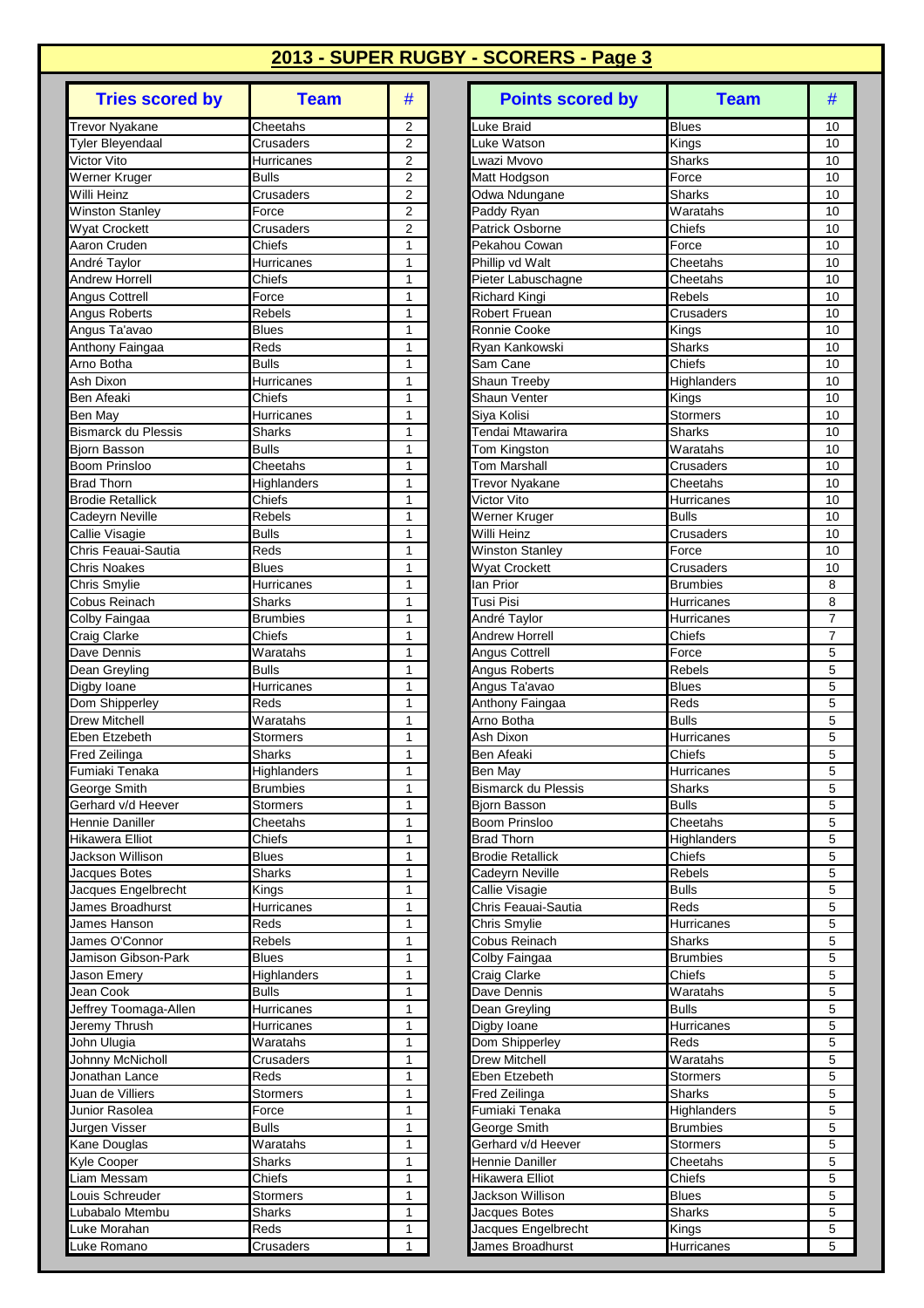## 2013 - SUPER RUGBY - SCORERS - Page 3

| Tries scored by | Team | # |
|---|---|---|
| Trevor Nyakane | Cheetahs | 2 |
| Tyler Bleyendaal | Crusaders | 2 |
| Victor Vito | Hurricanes | 2 |
| Werner Kruger | Bulls | 2 |
| Willi Heinz | Crusaders | 2 |
| Winston Stanley | Force | 2 |
| Wyat Crockett | Crusaders | 2 |
| Aaron Cruden | Chiefs | 1 |
| André Taylor | Hurricanes | 1 |
| Andrew Horrell | Chiefs | 1 |
| Angus Cottrell | Force | 1 |
| Angus Roberts | Rebels | 1 |
| Angus Ta'avao | Blues | 1 |
| Anthony Faingaa | Reds | 1 |
| Arno Botha | Bulls | 1 |
| Ash Dixon | Hurricanes | 1 |
| Ben Afeaki | Chiefs | 1 |
| Ben May | Hurricanes | 1 |
| Bismarck du Plessis | Sharks | 1 |
| Bjorn Basson | Bulls | 1 |
| Boom Prinsloo | Cheetahs | 1 |
| Brad Thorn | Highlanders | 1 |
| Brodie Retallick | Chiefs | 1 |
| Cadeyrn Neville | Rebels | 1 |
| Callie Visagie | Bulls | 1 |
| Chris Feauai-Sautia | Reds | 1 |
| Chris Noakes | Blues | 1 |
| Chris Smylie | Hurricanes | 1 |
| Cobus Reinach | Sharks | 1 |
| Colby Faingaa | Brumbies | 1 |
| Craig Clarke | Chiefs | 1 |
| Dave Dennis | Waratahs | 1 |
| Dean Greyling | Bulls | 1 |
| Digby Ioane | Hurricanes | 1 |
| Dom Shipperley | Reds | 1 |
| Drew Mitchell | Waratahs | 1 |
| Eben Etzebeth | Stormers | 1 |
| Fred Zeilinga | Sharks | 1 |
| Fumiaki Tenaka | Highlanders | 1 |
| George Smith | Brumbies | 1 |
| Gerhard v/d Heever | Stormers | 1 |
| Hennie Daniller | Cheetahs | 1 |
| Hikawera Elliot | Chiefs | 1 |
| Jackson Willison | Blues | 1 |
| Jacques Botes | Sharks | 1 |
| Jacques Engelbrecht | Kings | 1 |
| James Broadhurst | Hurricanes | 1 |
| James Hanson | Reds | 1 |
| James O'Connor | Rebels | 1 |
| Jamison Gibson-Park | Blues | 1 |
| Jason Emery | Highlanders | 1 |
| Jean Cook | Bulls | 1 |
| Jeffrey Toomaga-Allen | Hurricanes | 1 |
| Jeremy Thrush | Hurricanes | 1 |
| John Ulugia | Waratahs | 1 |
| Johnny McNicholl | Crusaders | 1 |
| Jonathan Lance | Reds | 1 |
| Juan de Villiers | Stormers | 1 |
| Junior Rasolea | Force | 1 |
| Jurgen Visser | Bulls | 1 |
| Kane Douglas | Waratahs | 1 |
| Kyle Cooper | Sharks | 1 |
| Liam Messam | Chiefs | 1 |
| Louis Schreuder | Stormers | 1 |
| Lubabalo Mtembu | Sharks | 1 |
| Luke Morahan | Reds | 1 |
| Luke Romano | Crusaders | 1 |

| Points scored by | Team | # |
|---|---|---|
| Luke Braid | Blues | 10 |
| Luke Watson | Kings | 10 |
| Lwazi Mvovo | Sharks | 10 |
| Matt Hodgson | Force | 10 |
| Odwa Ndungane | Sharks | 10 |
| Paddy Ryan | Waratahs | 10 |
| Patrick Osborne | Chiefs | 10 |
| Pekahou Cowan | Force | 10 |
| Phillip vd Walt | Cheetahs | 10 |
| Pieter Labuschagne | Cheetahs | 10 |
| Richard Kingi | Rebels | 10 |
| Robert Fruean | Crusaders | 10 |
| Ronnie Cooke | Kings | 10 |
| Ryan Kankowski | Sharks | 10 |
| Sam Cane | Chiefs | 10 |
| Shaun Treeby | Highlanders | 10 |
| Shaun Venter | Kings | 10 |
| Siya Kolisi | Stormers | 10 |
| Tendai Mtawarira | Sharks | 10 |
| Tom Kingston | Waratahs | 10 |
| Tom Marshall | Crusaders | 10 |
| Trevor Nyakane | Cheetahs | 10 |
| Victor Vito | Hurricanes | 10 |
| Werner Kruger | Bulls | 10 |
| Willi Heinz | Crusaders | 10 |
| Winston Stanley | Force | 10 |
| Wyat Crockett | Crusaders | 10 |
| Ian Prior | Brumbies | 8 |
| Tusi Pisi | Hurricanes | 8 |
| André Taylor | Hurricanes | 7 |
| Andrew Horrell | Chiefs | 7 |
| Angus Cottrell | Force | 5 |
| Angus Roberts | Rebels | 5 |
| Angus Ta'avao | Blues | 5 |
| Anthony Faingaa | Reds | 5 |
| Arno Botha | Bulls | 5 |
| Ash Dixon | Hurricanes | 5 |
| Ben Afeaki | Chiefs | 5 |
| Ben May | Hurricanes | 5 |
| Bismarck du Plessis | Sharks | 5 |
| Bjorn Basson | Bulls | 5 |
| Boom Prinsloo | Cheetahs | 5 |
| Brad Thorn | Highlanders | 5 |
| Brodie Retallick | Chiefs | 5 |
| Cadeyrn Neville | Rebels | 5 |
| Callie Visagie | Bulls | 5 |
| Chris Feauai-Sautia | Reds | 5 |
| Chris Smylie | Hurricanes | 5 |
| Cobus Reinach | Sharks | 5 |
| Colby Faingaa | Brumbies | 5 |
| Craig Clarke | Chiefs | 5 |
| Dave Dennis | Waratahs | 5 |
| Dean Greyling | Bulls | 5 |
| Digby Ioane | Hurricanes | 5 |
| Dom Shipperley | Reds | 5 |
| Drew Mitchell | Waratahs | 5 |
| Eben Etzebeth | Stormers | 5 |
| Fred Zeilinga | Sharks | 5 |
| Fumiaki Tenaka | Highlanders | 5 |
| George Smith | Brumbies | 5 |
| Gerhard v/d Heever | Stormers | 5 |
| Hennie Daniller | Cheetahs | 5 |
| Hikawera Elliot | Chiefs | 5 |
| Jackson Willison | Blues | 5 |
| Jacques Botes | Sharks | 5 |
| Jacques Engelbrecht | Kings | 5 |
| James Broadhurst | Hurricanes | 5 |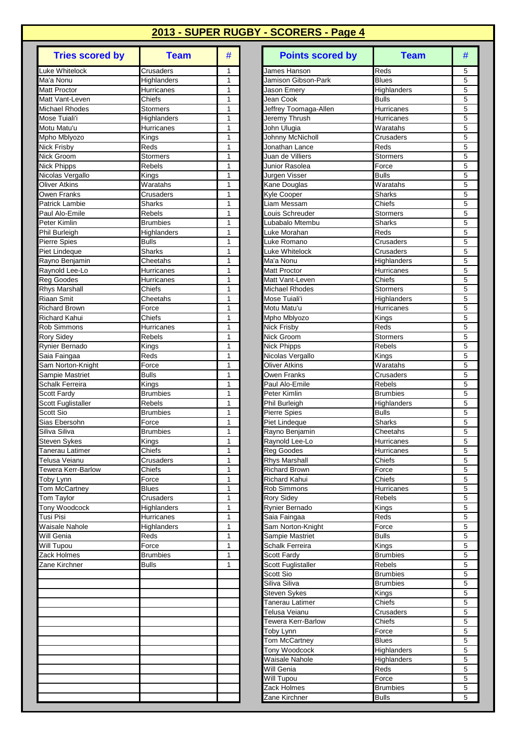## 2013 - SUPER RUGBY - SCORERS - Page 4

| Tries scored by | Team | # |
|---|---|---|
| Luke Whitelock | Crusaders | 1 |
| Ma'a Nonu | Highlanders | 1 |
| Matt Proctor | Hurricanes | 1 |
| Matt Vant-Leven | Chiefs | 1 |
| Michael Rhodes | Stormers | 1 |
| Mose Tuiali'i | Highlanders | 1 |
| Motu Matu'u | Hurricanes | 1 |
| Mpho Mblyozo | Kings | 1 |
| Nick Frisby | Reds | 1 |
| Nick Groom | Stormers | 1 |
| Nick Phipps | Rebels | 1 |
| Nicolas Vergallo | Kings | 1 |
| Oliver Atkins | Waratahs | 1 |
| Owen Franks | Crusaders | 1 |
| Patrick Lambie | Sharks | 1 |
| Paul Alo-Emile | Rebels | 1 |
| Peter Kimlin | Brumbies | 1 |
| Phil Burleigh | Highlanders | 1 |
| Pierre Spies | Bulls | 1 |
| Piet Lindeque | Sharks | 1 |
| Rayno Benjamin | Cheetahs | 1 |
| Raynold Lee-Lo | Hurricanes | 1 |
| Reg Goodes | Hurricanes | 1 |
| Rhys Marshall | Chiefs | 1 |
| Riaan Smit | Cheetahs | 1 |
| Richard Brown | Force | 1 |
| Richard Kahui | Chiefs | 1 |
| Rob Simmons | Hurricanes | 1 |
| Rory Sidey | Rebels | 1 |
| Rynier Bernado | Kings | 1 |
| Saia Faingaa | Reds | 1 |
| Sam Norton-Knight | Force | 1 |
| Sampie Mastriet | Bulls | 1 |
| Schalk Ferreira | Kings | 1 |
| Scott Fardy | Brumbies | 1 |
| Scott Fuglistaller | Rebels | 1 |
| Scott Sio | Brumbies | 1 |
| Sias Ebersohn | Force | 1 |
| Siliva Siliva | Brumbies | 1 |
| Steven Sykes | Kings | 1 |
| Tanerau Latimer | Chiefs | 1 |
| Telusa Veianu | Crusaders | 1 |
| Tewera Kerr-Barlow | Chiefs | 1 |
| Toby Lynn | Force | 1 |
| Tom McCartney | Blues | 1 |
| Tom Taylor | Crusaders | 1 |
| Tony Woodcock | Highlanders | 1 |
| Tusi Pisi | Hurricanes | 1 |
| Waisale Nahole | Highlanders | 1 |
| Will Genia | Reds | 1 |
| Will Tupou | Force | 1 |
| Zack Holmes | Brumbies | 1 |
| Zane Kirchner | Bulls | 1 |

| Points scored by | Team | # |
|---|---|---|
| James Hanson | Reds | 5 |
| Jamison Gibson-Park | Blues | 5 |
| Jason Emery | Highlanders | 5 |
| Jean Cook | Bulls | 5 |
| Jeffrey Toomaga-Allen | Hurricanes | 5 |
| Jeremy Thrush | Hurricanes | 5 |
| John Ulugia | Waratahs | 5 |
| Johnny McNicholl | Crusaders | 5 |
| Jonathan Lance | Reds | 5 |
| Juan de Villiers | Stormers | 5 |
| Junior Rasolea | Force | 5 |
| Jurgen Visser | Bulls | 5 |
| Kane Douglas | Waratahs | 5 |
| Kyle Cooper | Sharks | 5 |
| Liam Messam | Chiefs | 5 |
| Louis Schreuder | Stormers | 5 |
| Lubabalo Mtembu | Sharks | 5 |
| Luke Morahan | Reds | 5 |
| Luke Romano | Crusaders | 5 |
| Luke Whitelock | Crusaders | 5 |
| Ma'a Nonu | Highlanders | 5 |
| Matt Proctor | Hurricanes | 5 |
| Matt Vant-Leven | Chiefs | 5 |
| Michael Rhodes | Stormers | 5 |
| Mose Tuiali'i | Highlanders | 5 |
| Motu Matu'u | Hurricanes | 5 |
| Mpho Mblyozo | Kings | 5 |
| Nick Frisby | Reds | 5 |
| Nick Groom | Stormers | 5 |
| Nick Phipps | Rebels | 5 |
| Nicolas Vergallo | Kings | 5 |
| Oliver Atkins | Waratahs | 5 |
| Owen Franks | Crusaders | 5 |
| Paul Alo-Emile | Rebels | 5 |
| Peter Kimlin | Brumbies | 5 |
| Phil Burleigh | Highlanders | 5 |
| Pierre Spies | Bulls | 5 |
| Piet Lindeque | Sharks | 5 |
| Rayno Benjamin | Cheetahs | 5 |
| Raynold Lee-Lo | Hurricanes | 5 |
| Reg Goodes | Hurricanes | 5 |
| Rhys Marshall | Chiefs | 5 |
| Richard Brown | Force | 5 |
| Richard Kahui | Chiefs | 5 |
| Rob Simmons | Hurricanes | 5 |
| Rory Sidey | Rebels | 5 |
| Rynier Bernado | Kings | 5 |
| Saia Faingaa | Reds | 5 |
| Sam Norton-Knight | Force | 5 |
| Sampie Mastriet | Bulls | 5 |
| Schalk Ferreira | Kings | 5 |
| Scott Fardy | Brumbies | 5 |
| Scott Fuglistaller | Rebels | 5 |
| Scott Sio | Brumbies | 5 |
| Siliva Siliva | Brumbies | 5 |
| Steven Sykes | Kings | 5 |
| Tanerau Latimer | Chiefs | 5 |
| Telusa Veianu | Crusaders | 5 |
| Tewera Kerr-Barlow | Chiefs | 5 |
| Toby Lynn | Force | 5 |
| Tom McCartney | Blues | 5 |
| Tony Woodcock | Highlanders | 5 |
| Waisale Nahole | Highlanders | 5 |
| Will Genia | Reds | 5 |
| Will Tupou | Force | 5 |
| Zack Holmes | Brumbies | 5 |
| Zane Kirchner | Bulls | 5 |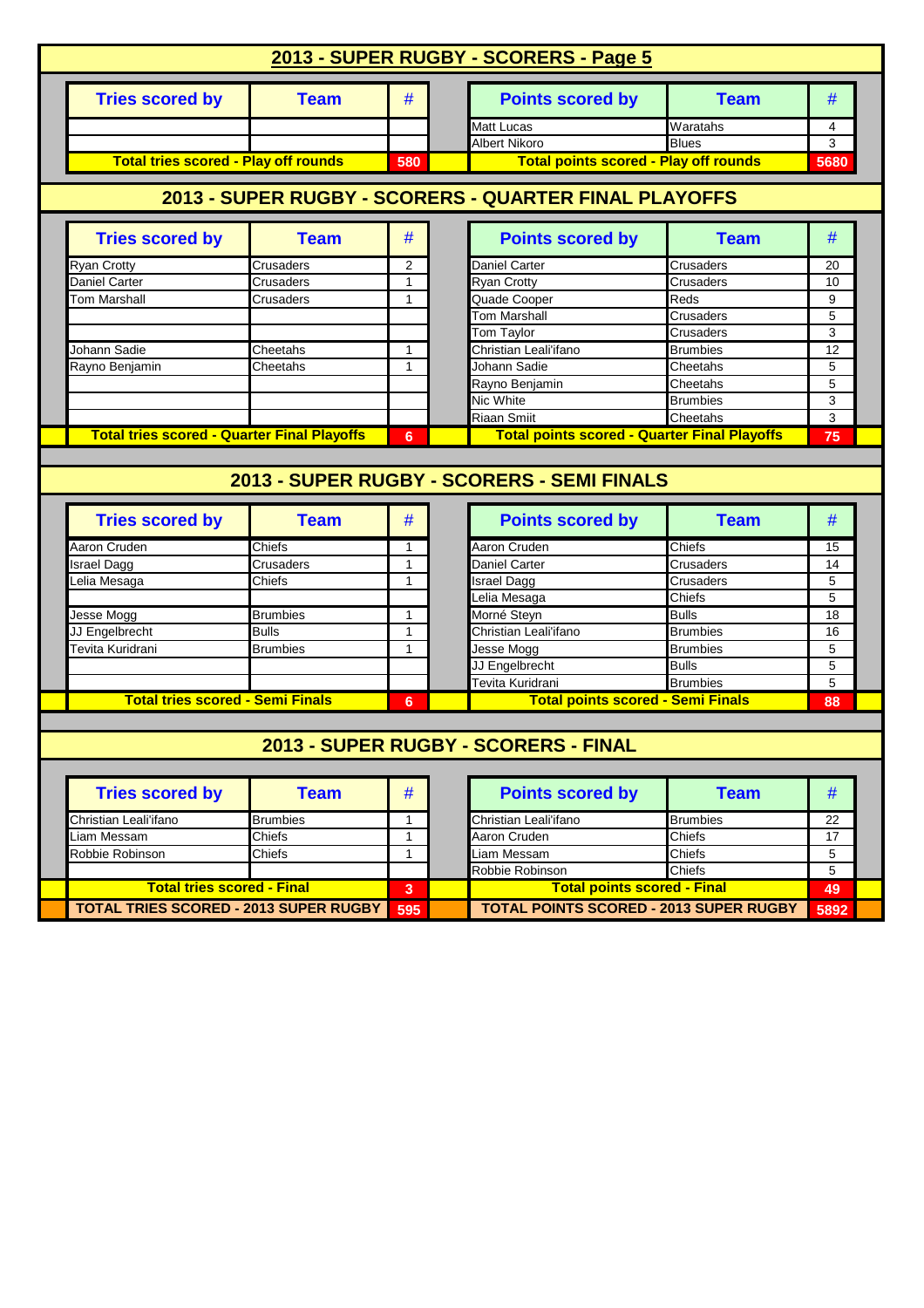## 2013 - SUPER RUGBY - SCORERS - Page 5

| Tries scored by | Team | # | | Points scored by | Team | # |
|---|---|---|---|---|---|---|
| | | | | Matt Lucas | Waratahs | 4 |
| | | | | Albert Nikoro | Blues | 3 |
| **Total tries scored - Play off rounds** | | **580** | | **Total points scored - Play off rounds** | | **5680** |

## 2013 - SUPER RUGBY - SCORERS - QUARTER FINAL PLAYOFFS

| Tries scored by | Team | # | | Points scored by | Team | # |
|---|---|---|---|---|---|---|
| Ryan Crotty | Crusaders | 2 | | Daniel Carter | Crusaders | 20 |
| Daniel Carter | Crusaders | 1 | | Ryan Crotty | Crusaders | 10 |
| Tom Marshall | Crusaders | 1 | | Quade Cooper | Reds | 9 |
| | | | | Tom Marshall | Crusaders | 5 |
| | | | | Tom Taylor | Crusaders | 3 |
| Johann Sadie | Cheetahs | 1 | | Christian Leali'ifano | Brumbies | 12 |
| Rayno Benjamin | Cheetahs | 1 | | Johann Sadie | Cheetahs | 5 |
| | | | | Rayno Benjamin | Cheetahs | 5 |
| | | | | Nic White | Brumbies | 3 |
| | | | | Riaan Smiit | Cheetahs | 3 |
| **Total tries scored - Quarter Final Playoffs** | | **6** | | **Total points scored - Quarter Final Playoffs** | | **75** |

## 2013 - SUPER RUGBY - SCORERS - SEMI FINALS

| Tries scored by | Team | # | | Points scored by | Team | # |
|---|---|---|---|---|---|---|
| Aaron Cruden | Chiefs | 1 | | Aaron Cruden | Chiefs | 15 |
| Israel Dagg | Crusaders | 1 | | Daniel Carter | Crusaders | 14 |
| Lelia Mesaga | Chiefs | 1 | | Israel Dagg | Crusaders | 5 |
| | | | | Lelia Mesaga | Chiefs | 5 |
| Jesse Mogg | Brumbies | 1 | | Morné Steyn | Bulls | 18 |
| JJ Engelbrecht | Bulls | 1 | | Christian Leali'ifano | Brumbies | 16 |
| Tevita Kuridrani | Brumbies | 1 | | Jesse Mogg | Brumbies | 5 |
| | | | | JJ Engelbrecht | Bulls | 5 |
| | | | | Tevita Kuridrani | Brumbies | 5 |
| **Total tries scored - Semi Finals** | | **6** | | **Total points scored - Semi Finals** | | **88** |

## 2013 - SUPER RUGBY - SCORERS - FINAL

| Tries scored by | Team | # | | Points scored by | Team | # |
|---|---|---|---|---|---|---|
| Christian Leali'ifano | Brumbies | 1 | | Christian Leali'ifano | Brumbies | 22 |
| Liam Messam | Chiefs | 1 | | Aaron Cruden | Chiefs | 17 |
| Robbie Robinson | Chiefs | 1 | | Liam Messam | Chiefs | 5 |
| | | | | Robbie Robinson | Chiefs | 5 |
| **Total tries scored - Final** | | **3** | | **Total points scored - Final** | | **49** |
| **TOTAL TRIES SCORED - 2013 SUPER RUGBY** | | **595** | | **TOTAL POINTS SCORED - 2013 SUPER RUGBY** | | **5892** |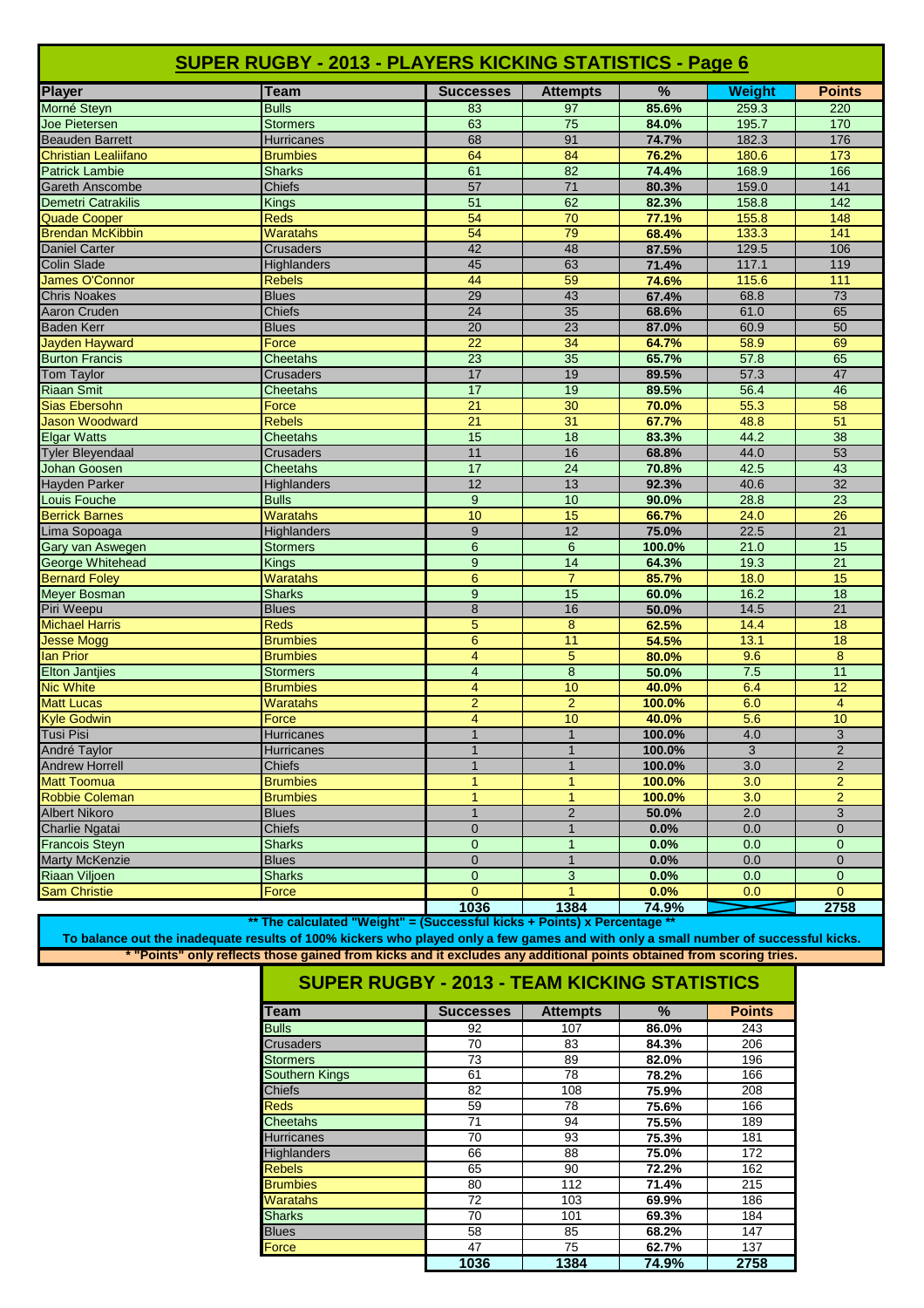## SUPER RUGBY - 2013 - PLAYERS KICKING STATISTICS - Page 6

| Player | Team | Successes | Attempts | % | Weight | Points |
|---|---|---|---|---|---|---|
| Morné Steyn | Bulls | 83 | 97 | 85.6% | 259.3 | 220 |
| Joe Pietersen | Stormers | 63 | 75 | 84.0% | 195.7 | 170 |
| Beauden Barrett | Hurricanes | 68 | 91 | 74.7% | 182.3 | 176 |
| Christian Lealiifano | Brumbies | 64 | 84 | 76.2% | 180.6 | 173 |
| Patrick Lambie | Sharks | 61 | 82 | 74.4% | 168.9 | 166 |
| Gareth Anscombe | Chiefs | 57 | 71 | 80.3% | 159.0 | 141 |
| Demetri Catrakilis | Kings | 51 | 62 | 82.3% | 158.8 | 142 |
| Quade Cooper | Reds | 54 | 70 | 77.1% | 155.8 | 148 |
| Brendan McKibbin | Waratahs | 54 | 79 | 68.4% | 133.3 | 141 |
| Daniel Carter | Crusaders | 42 | 48 | 87.5% | 129.5 | 106 |
| Colin Slade | Highlanders | 45 | 63 | 71.4% | 117.1 | 119 |
| James O'Connor | Rebels | 44 | 59 | 74.6% | 115.6 | 111 |
| Chris Noakes | Blues | 29 | 43 | 67.4% | 68.8 | 73 |
| Aaron Cruden | Chiefs | 24 | 35 | 68.6% | 61.0 | 65 |
| Baden Kerr | Blues | 20 | 23 | 87.0% | 60.9 | 50 |
| Jayden Hayward | Force | 22 | 34 | 64.7% | 58.9 | 69 |
| Burton Francis | Cheetahs | 23 | 35 | 65.7% | 57.8 | 65 |
| Tom Taylor | Crusaders | 17 | 19 | 89.5% | 57.3 | 47 |
| Riaan Smit | Cheetahs | 17 | 19 | 89.5% | 56.4 | 46 |
| Sias Ebersohn | Force | 21 | 30 | 70.0% | 55.3 | 58 |
| Jason Woodward | Rebels | 21 | 31 | 67.7% | 48.8 | 51 |
| Elgar Watts | Cheetahs | 15 | 18 | 83.3% | 44.2 | 38 |
| Tyler Bleyendaal | Crusaders | 11 | 16 | 68.8% | 44.0 | 53 |
| Johan Goosen | Cheetahs | 17 | 24 | 70.8% | 42.5 | 43 |
| Hayden Parker | Highlanders | 12 | 13 | 92.3% | 40.6 | 32 |
| Louis Fouche | Bulls | 9 | 10 | 90.0% | 28.8 | 23 |
| Berrick Barnes | Waratahs | 10 | 15 | 66.7% | 24.0 | 26 |
| Lima Sopoaga | Highlanders | 9 | 12 | 75.0% | 22.5 | 21 |
| Gary van Aswegen | Stormers | 6 | 6 | 100.0% | 21.0 | 15 |
| George Whitehead | Kings | 9 | 14 | 64.3% | 19.3 | 21 |
| Bernard Foley | Waratahs | 6 | 7 | 85.7% | 18.0 | 15 |
| Meyer Bosman | Sharks | 9 | 15 | 60.0% | 16.2 | 18 |
| Piri Weepu | Blues | 8 | 16 | 50.0% | 14.5 | 21 |
| Michael Harris | Reds | 5 | 8 | 62.5% | 14.4 | 18 |
| Jesse Mogg | Brumbies | 6 | 11 | 54.5% | 13.1 | 18 |
| Ian Prior | Brumbies | 4 | 5 | 80.0% | 9.6 | 8 |
| Elton Jantjies | Stormers | 4 | 8 | 50.0% | 7.5 | 11 |
| Nic White | Brumbies | 4 | 10 | 40.0% | 6.4 | 12 |
| Matt Lucas | Waratahs | 2 | 2 | 100.0% | 6.0 | 4 |
| Kyle Godwin | Force | 4 | 10 | 40.0% | 5.6 | 10 |
| Tusi Pisi | Hurricanes | 1 | 1 | 100.0% | 4.0 | 3 |
| André Taylor | Hurricanes | 1 | 1 | 100.0% | 3 | 2 |
| Andrew Horrell | Chiefs | 1 | 1 | 100.0% | 3.0 | 2 |
| Matt Toomua | Brumbies | 1 | 1 | 100.0% | 3.0 | 2 |
| Robbie Coleman | Brumbies | 1 | 1 | 100.0% | 3.0 | 2 |
| Albert Nikoro | Blues | 1 | 2 | 50.0% | 2.0 | 3 |
| Charlie Ngatai | Chiefs | 0 | 1 | 0.0% | 0.0 | 0 |
| Francois Steyn | Sharks | 0 | 1 | 0.0% | 0.0 | 0 |
| Marty McKenzie | Blues | 0 | 1 | 0.0% | 0.0 | 0 |
| Riaan Viljoen | Sharks | 0 | 3 | 0.0% | 0.0 | 0 |
| Sam Christie | Force | 0 | 1 | 0.0% | 0.0 | 0 |
| | | 1036 | 1384 | 74.9% | | 2758 |

**\*\* The calculated "Weight" = (Successful kicks + Points) x Percentage \*\***

**To balance out the inadequate results of 100% kickers who played only a few games and with only a small number of successful kicks.**

**\* "Points" only reflects those gained from kicks and it excludes any additional points obtained from scoring tries.**

## SUPER RUGBY - 2013 - TEAM KICKING STATISTICS

| Team | Successes | Attempts | % | Points |
|---|---|---|---|---|
| Bulls | 92 | 107 | 86.0% | 243 |
| Crusaders | 70 | 83 | 84.3% | 206 |
| Stormers | 73 | 89 | 82.0% | 196 |
| Southern Kings | 61 | 78 | 78.2% | 166 |
| Chiefs | 82 | 108 | 75.9% | 208 |
| Reds | 59 | 78 | 75.6% | 166 |
| Cheetahs | 71 | 94 | 75.5% | 189 |
| Hurricanes | 70 | 93 | 75.3% | 181 |
| Highlanders | 66 | 88 | 75.0% | 172 |
| Rebels | 65 | 90 | 72.2% | 162 |
| Brumbies | 80 | 112 | 71.4% | 215 |
| Waratahs | 72 | 103 | 69.9% | 186 |
| Sharks | 70 | 101 | 69.3% | 184 |
| Blues | 58 | 85 | 68.2% | 147 |
| Force | 47 | 75 | 62.7% | 137 |
| | 1036 | 1384 | 74.9% | 2758 |